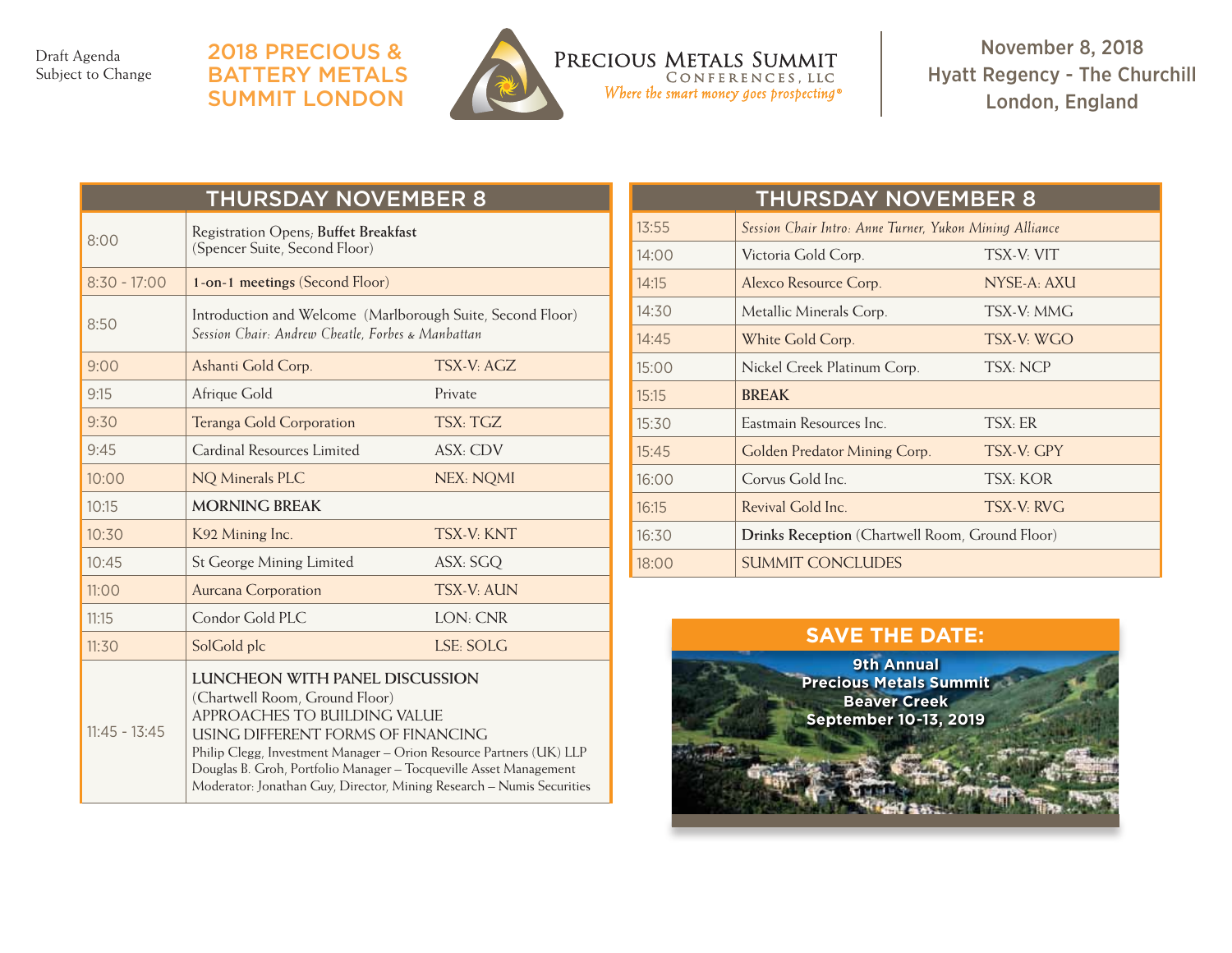Draft Agenda
Subject to Change

# 2018 PRECIOUS & BATTERY METALS SUMMIT LONDON

PRECIOUS METALS SUMMIT CONFERENCES, LLC
*Where the smart money goes prospecting®*

**November 8, 2018**
**Hyatt Regency - The Churchill**
**London, England**

## THURSDAY NOVEMBER 8

| Time | Session | Ticker |
|---|---|---|
| 8:00 | Registration Opens; **Buffet Breakfast** (Spencer Suite, Second Floor) | |
| 8:30 - 17:00 | **1-on-1 meetings** (Second Floor) | |
| 8:50 | Introduction and Welcome (Marlborough Suite, Second Floor) *Session Chair: Andrew Cheatle, Forbes & Manhattan* | |
| 9:00 | Ashanti Gold Corp. | TSX-V: AGZ |
| 9:15 | Afrique Gold | Private |
| 9:30 | Teranga Gold Corporation | TSX: TGZ |
| 9:45 | Cardinal Resources Limited | ASX: CDV |
| 10:00 | NQ Minerals PLC | NEX: NQMI |
| 10:15 | **MORNING BREAK** | |
| 10:30 | K92 Mining Inc. | TSX-V: KNT |
| 10:45 | St George Mining Limited | ASX: SGQ |
| 11:00 | Aurcana Corporation | TSX-V: AUN |
| 11:15 | Condor Gold PLC | LON: CNR |
| 11:30 | SolGold plc | LSE: SOLG |
| 11:45 - 13:45 | **LUNCHEON WITH PANEL DISCUSSION** (Chartwell Room, Ground Floor) APPROACHES TO BUILDING VALUE USING DIFFERENT FORMS OF FINANCING; Philip Clegg, Investment Manager – Orion Resource Partners (UK) LLP; Douglas B. Groh, Portfolio Manager – Tocqueville Asset Management; Moderator: Jonathan Guy, Director, Mining Research – Numis Securities | |
| 13:55 | *Session Chair Intro: Anne Turner, Yukon Mining Alliance* | |
| 14:00 | Victoria Gold Corp. | TSX-V: VIT |
| 14:15 | Alexco Resource Corp. | NYSE-A: AXU |
| 14:30 | Metallic Minerals Corp. | TSX-V: MMG |
| 14:45 | White Gold Corp. | TSX-V: WGO |
| 15:00 | Nickel Creek Platinum Corp. | TSX: NCP |
| 15:15 | **BREAK** | |
| 15:30 | Eastmain Resources Inc. | TSX: ER |
| 15:45 | Golden Predator Mining Corp. | TSX-V: GPY |
| 16:00 | Corvus Gold Inc. | TSX: KOR |
| 16:15 | Revival Gold Inc. | TSX-V: RVG |
| 16:30 | **Drinks Reception** (Chartwell Room, Ground Floor) | |
| 18:00 | SUMMIT CONCLUDES | |

## SAVE THE DATE:

**9th Annual**
**Precious Metals Summit**
**Beaver Creek**
**September 10-13, 2019**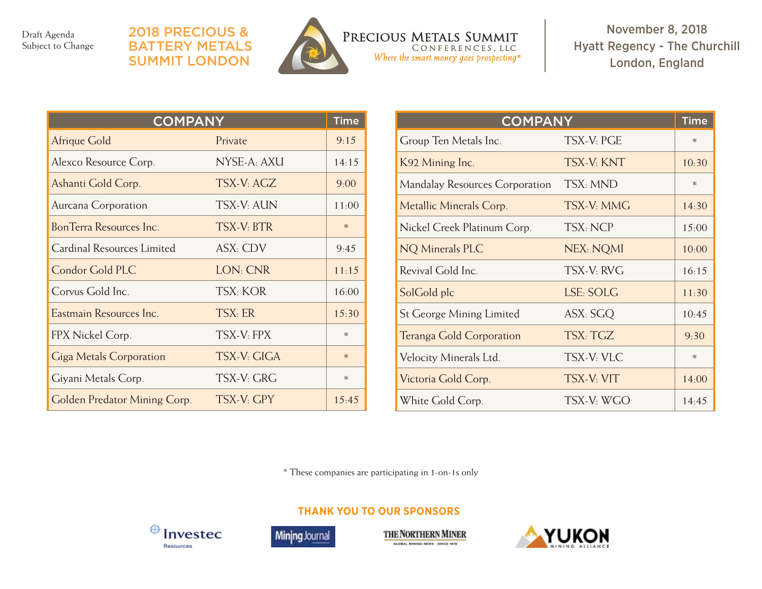Draft Agenda
Subject to Change

# 2018 PRECIOUS & BATTERY METALS SUMMIT LONDON

PRECIOUS METALS SUMMIT
CONFERENCES, LLC
*Where the smart money goes prospecting®*

**November 8, 2018**
**Hyatt Regency - The Churchill**
**London, England**

| COMPANY | | Time |
|---|---|---|
| Afrique Gold | Private | 9:15 |
| Alexco Resource Corp. | NYSE-A: AXU | 14:15 |
| Ashanti Gold Corp. | TSX-V: AGZ | 9:00 |
| Aurcana Corporation | TSX-V: AUN | 11:00 |
| BonTerra Resources Inc. | TSX-V: BTR | * |
| Cardinal Resources Limited | ASX: CDV | 9:45 |
| Condor Gold PLC | LON: CNR | 11:15 |
| Corvus Gold Inc. | TSX: KOR | 16:00 |
| Eastmain Resources Inc. | TSX: ER | 15:30 |
| FPX Nickel Corp. | TSX-V: FPX | * |
| Giga Metals Corporation | TSX-V: GIGA | * |
| Giyani Metals Corp. | TSX-V: GRG | * |
| Golden Predator Mining Corp. | TSX-V: GPY | 15:45 |

| COMPANY | | Time |
|---|---|---|
| Group Ten Metals Inc. | TSX-V: PGE | * |
| K92 Mining Inc. | TSX-V: KNT | 10:30 |
| Mandalay Resources Corporation | TSX: MND | * |
| Metallic Minerals Corp. | TSX-V: MMG | 14:30 |
| Nickel Creek Platinum Corp. | TSX: NCP | 15:00 |
| NQ Minerals PLC | NEX: NQMI | 10:00 |
| Revival Gold Inc. | TSX-V: RVG | 16:15 |
| SolGold plc | LSE: SOLG | 11:30 |
| St George Mining Limited | ASX: SGQ | 10:45 |
| Teranga Gold Corporation | TSX: TGZ | 9:30 |
| Velocity Minerals Ltd. | TSX-V: VLC | * |
| Victoria Gold Corp. | TSX-V: VIT | 14:00 |
| White Gold Corp. | TSX-V: WGO | 14:45 |

* These companies are participating in 1-on-1s only

**THANK YOU TO OUR SPONSORS**

Investec Resources | Mining Journal | The Northern Miner | Yukon Mining Alliance